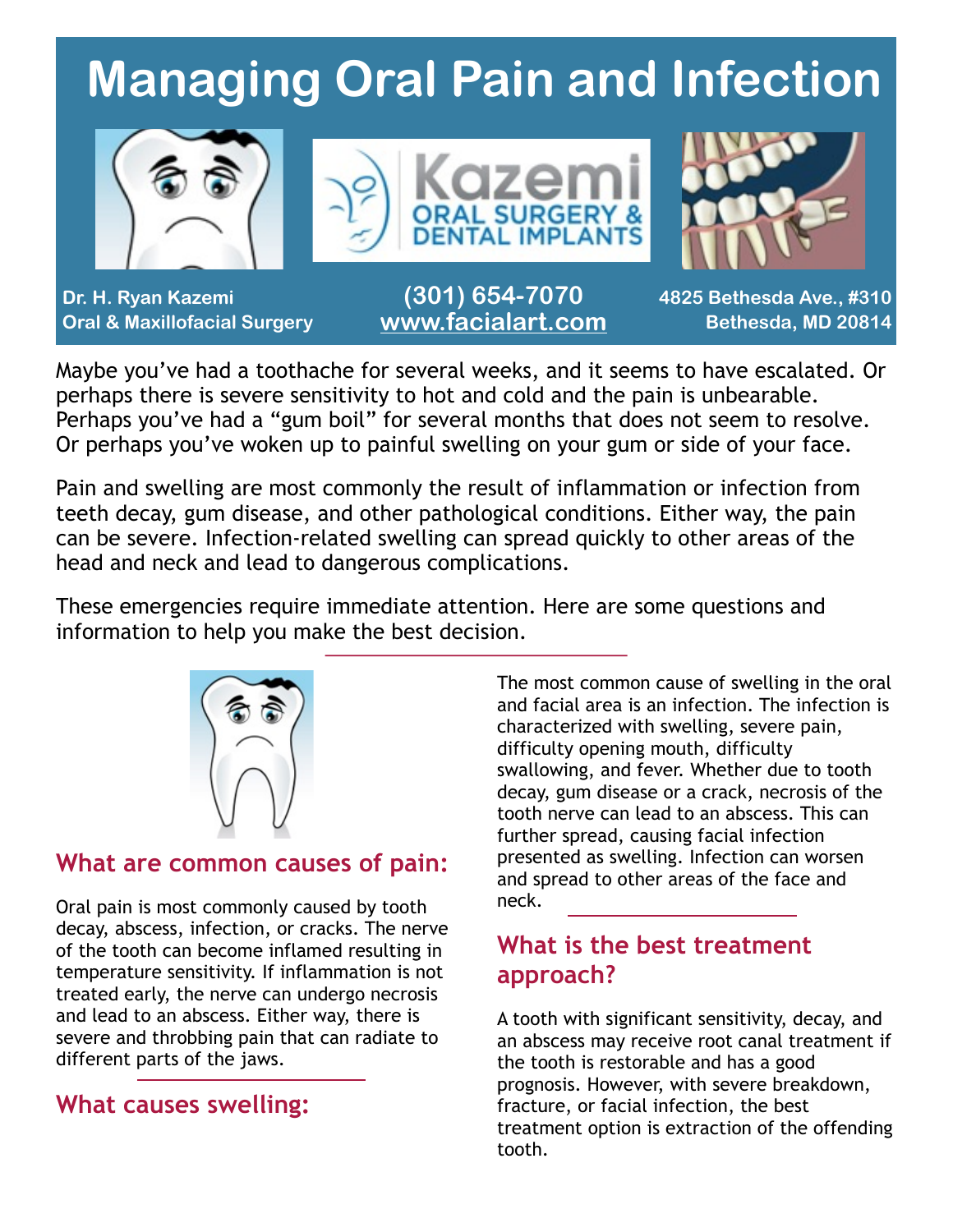# Managing Oral Pain and Infection

Dr. H. Ryan Kazemi
Oral & Maxillofacial Surgery

(301) 654-7070
www.facialart.com

4825 Bethesda Ave., #310
Bethesda, MD 20814

Maybe you've had a toothache for several weeks, and it seems to have escalated. Or perhaps there is severe sensitivity to hot and cold and the pain is unbearable. Perhaps you've had a "gum boil" for several months that does not seem to resolve. Or perhaps you've woken up to painful swelling on your gum or side of your face.

Pain and swelling are most commonly the result of inflammation or infection from teeth decay, gum disease, and other pathological conditions. Either way, the pain can be severe. Infection-related swelling can spread quickly to other areas of the head and neck and lead to dangerous complications.

These emergencies require immediate attention. Here are some questions and information to help you make the best decision.

## What are common causes of pain:

Oral pain is most commonly caused by tooth decay, abscess, infection, or cracks. The nerve of the tooth can become inflamed resulting in temperature sensitivity. If inflammation is not treated early, the nerve can undergo necrosis and lead to an abscess. Either way, there is severe and throbbing pain that can radiate to different parts of the jaws.

## What causes swelling:

The most common cause of swelling in the oral and facial area is an infection. The infection is characterized with swelling, severe pain, difficulty opening mouth, difficulty swallowing, and fever. Whether due to tooth decay, gum disease or a crack, necrosis of the tooth nerve can lead to an abscess. This can further spread, causing facial infection presented as swelling. Infection can worsen and spread to other areas of the face and neck.

## What is the best treatment approach?

A tooth with significant sensitivity, decay, and an abscess may receive root canal treatment if the tooth is restorable and has a good prognosis. However, with severe breakdown, fracture, or facial infection, the best treatment option is extraction of the offending tooth.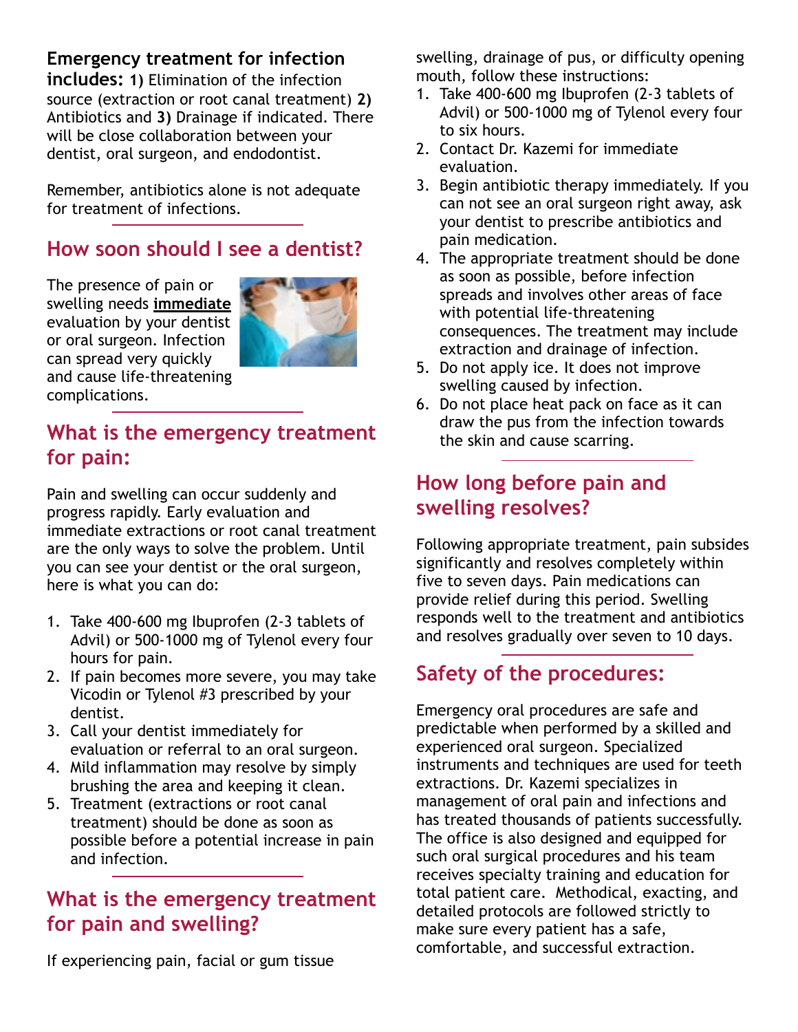**Emergency treatment for infection includes:** **1)** Elimination of the infection source (extraction or root canal treatment) **2)** Antibiotics and **3)** Drainage if indicated. There will be close collaboration between your dentist, oral surgeon, and endodontist.

Remember, antibiotics alone is not adequate for treatment of infections.

## How soon should I see a dentist?

The presence of pain or swelling needs **immediate** evaluation by your dentist or oral surgeon. Infection can spread very quickly and cause life-threatening complications.

## What is the emergency treatment for pain:

Pain and swelling can occur suddenly and progress rapidly. Early evaluation and immediate extractions or root canal treatment are the only ways to solve the problem. Until you can see your dentist or the oral surgeon, here is what you can do:

1. Take 400-600 mg Ibuprofen (2-3 tablets of Advil) or 500-1000 mg of Tylenol every four hours for pain.
2. If pain becomes more severe, you may take Vicodin or Tylenol #3 prescribed by your dentist.
3. Call your dentist immediately for evaluation or referral to an oral surgeon.
4. Mild inflammation may resolve by simply brushing the area and keeping it clean.
5. Treatment (extractions or root canal treatment) should be done as soon as possible before a potential increase in pain and infection.

## What is the emergency treatment for pain and swelling?

If experiencing pain, facial or gum tissue swelling, drainage of pus, or difficulty opening mouth, follow these instructions:

1. Take 400-600 mg Ibuprofen (2-3 tablets of Advil) or 500-1000 mg of Tylenol every four to six hours.
2. Contact Dr. Kazemi for immediate evaluation.
3. Begin antibiotic therapy immediately. If you can not see an oral surgeon right away, ask your dentist to prescribe antibiotics and pain medication.
4. The appropriate treatment should be done as soon as possible, before infection spreads and involves other areas of face with potential life-threatening consequences. The treatment may include extraction and drainage of infection.
5. Do not apply ice. It does not improve swelling caused by infection.
6. Do not place heat pack on face as it can draw the pus from the infection towards the skin and cause scarring.

## How long before pain and swelling resolves?

Following appropriate treatment, pain subsides significantly and resolves completely within five to seven days. Pain medications can provide relief during this period. Swelling responds well to the treatment and antibiotics and resolves gradually over seven to 10 days.

## Safety of the procedures:

Emergency oral procedures are safe and predictable when performed by a skilled and experienced oral surgeon. Specialized instruments and techniques are used for teeth extractions. Dr. Kazemi specializes in management of oral pain and infections and has treated thousands of patients successfully. The office is also designed and equipped for such oral surgical procedures and his team receives specialty training and education for total patient care. Methodical, exacting, and detailed protocols are followed strictly to make sure every patient has a safe, comfortable, and successful extraction.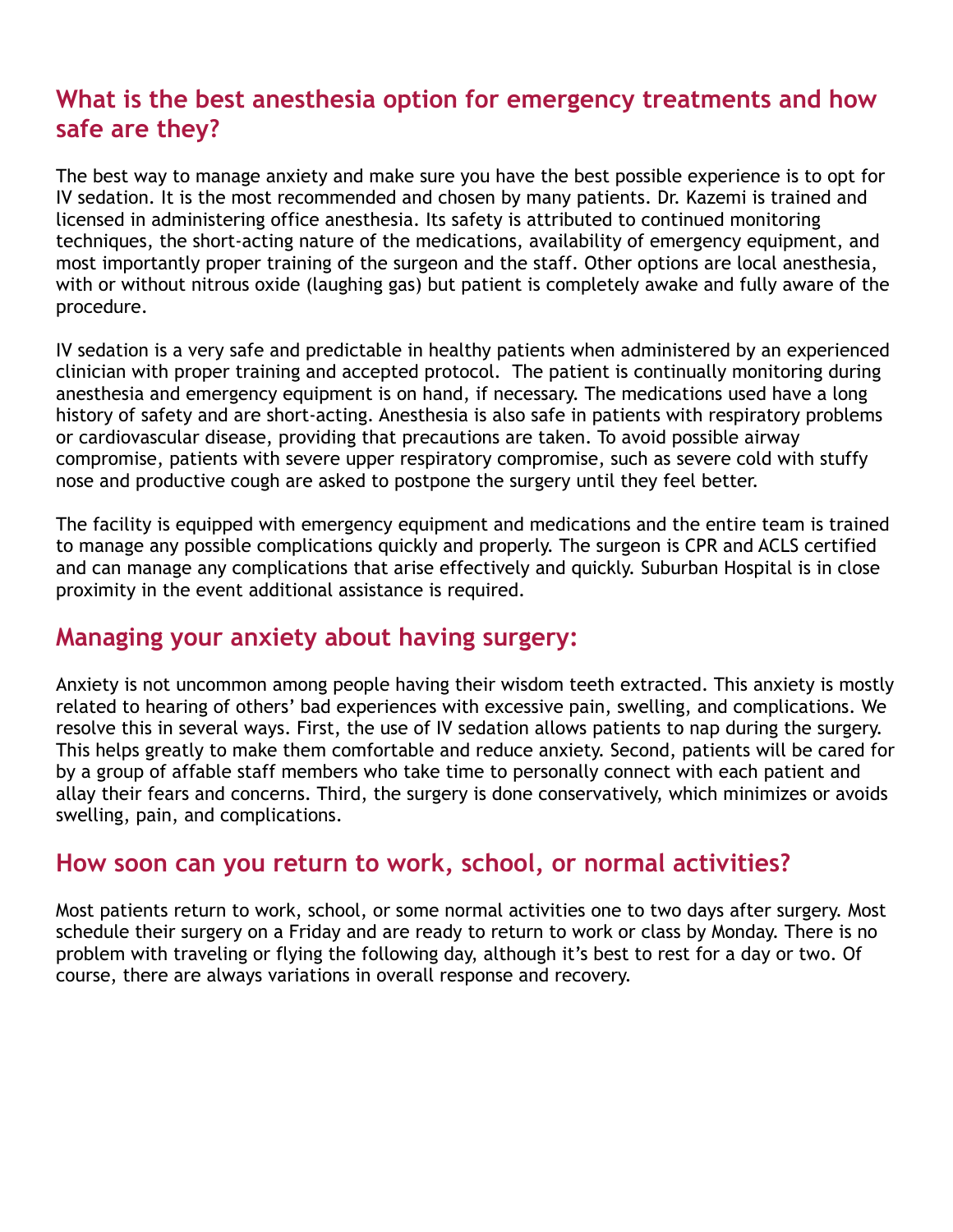## What is the best anesthesia option for emergency treatments and how safe are they?

The best way to manage anxiety and make sure you have the best possible experience is to opt for IV sedation. It is the most recommended and chosen by many patients. Dr. Kazemi is trained and licensed in administering office anesthesia. Its safety is attributed to continued monitoring techniques, the short-acting nature of the medications, availability of emergency equipment, and most importantly proper training of the surgeon and the staff. Other options are local anesthesia, with or without nitrous oxide (laughing gas) but patient is completely awake and fully aware of the procedure.

IV sedation is a very safe and predictable in healthy patients when administered by an experienced clinician with proper training and accepted protocol. The patient is continually monitoring during anesthesia and emergency equipment is on hand, if necessary. The medications used have a long history of safety and are short-acting. Anesthesia is also safe in patients with respiratory problems or cardiovascular disease, providing that precautions are taken. To avoid possible airway compromise, patients with severe upper respiratory compromise, such as severe cold with stuffy nose and productive cough are asked to postpone the surgery until they feel better.

The facility is equipped with emergency equipment and medications and the entire team is trained to manage any possible complications quickly and properly. The surgeon is CPR and ACLS certified and can manage any complications that arise effectively and quickly. Suburban Hospital is in close proximity in the event additional assistance is required.

## Managing your anxiety about having surgery:

Anxiety is not uncommon among people having their wisdom teeth extracted. This anxiety is mostly related to hearing of others' bad experiences with excessive pain, swelling, and complications. We resolve this in several ways. First, the use of IV sedation allows patients to nap during the surgery. This helps greatly to make them comfortable and reduce anxiety. Second, patients will be cared for by a group of affable staff members who take time to personally connect with each patient and allay their fears and concerns. Third, the surgery is done conservatively, which minimizes or avoids swelling, pain, and complications.

## How soon can you return to work, school, or normal activities?

Most patients return to work, school, or some normal activities one to two days after surgery. Most schedule their surgery on a Friday and are ready to return to work or class by Monday. There is no problem with traveling or flying the following day, although it's best to rest for a day or two. Of course, there are always variations in overall response and recovery.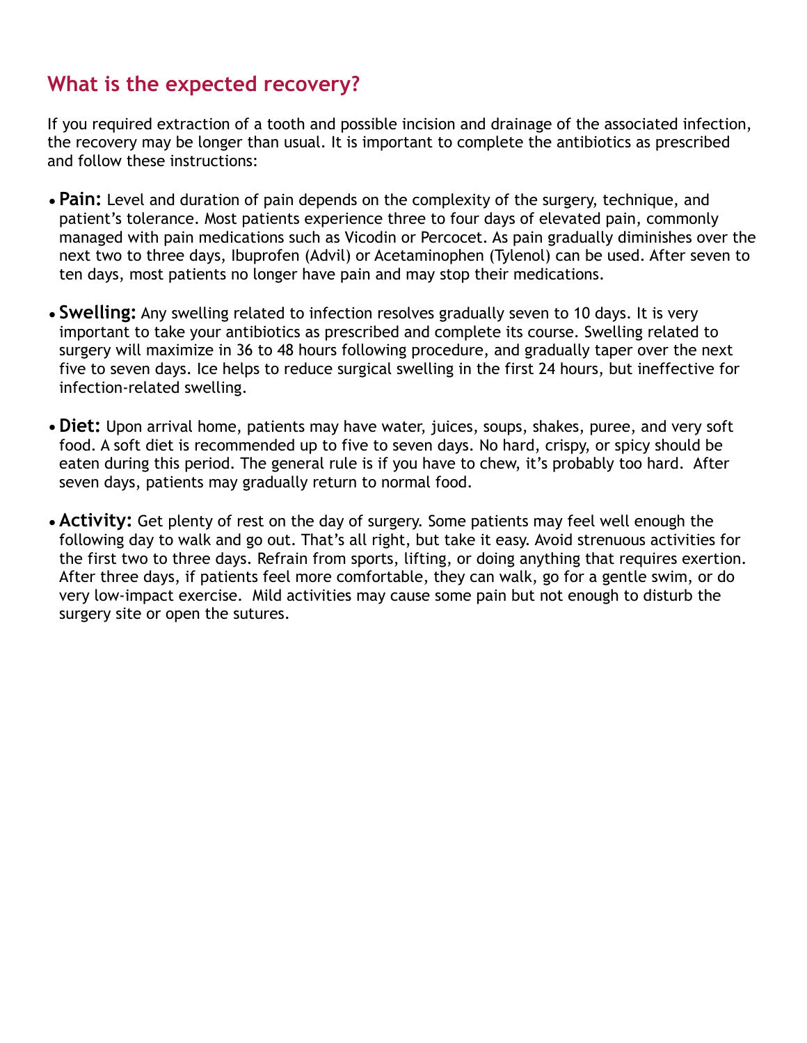## What is the expected recovery?

If you required extraction of a tooth and possible incision and drainage of the associated infection, the recovery may be longer than usual. It is important to complete the antibiotics as prescribed and follow these instructions:

- **Pain:** Level and duration of pain depends on the complexity of the surgery, technique, and patient's tolerance. Most patients experience three to four days of elevated pain, commonly managed with pain medications such as Vicodin or Percocet. As pain gradually diminishes over the next two to three days, Ibuprofen (Advil) or Acetaminophen (Tylenol) can be used. After seven to ten days, most patients no longer have pain and may stop their medications.

- **Swelling:** Any swelling related to infection resolves gradually seven to 10 days. It is very important to take your antibiotics as prescribed and complete its course. Swelling related to surgery will maximize in 36 to 48 hours following procedure, and gradually taper over the next five to seven days. Ice helps to reduce surgical swelling in the first 24 hours, but ineffective for infection-related swelling.

- **Diet:** Upon arrival home, patients may have water, juices, soups, shakes, puree, and very soft food. A soft diet is recommended up to five to seven days. No hard, crispy, or spicy should be eaten during this period. The general rule is if you have to chew, it's probably too hard. After seven days, patients may gradually return to normal food.

- **Activity:** Get plenty of rest on the day of surgery. Some patients may feel well enough the following day to walk and go out. That's all right, but take it easy. Avoid strenuous activities for the first two to three days. Refrain from sports, lifting, or doing anything that requires exertion. After three days, if patients feel more comfortable, they can walk, go for a gentle swim, or do very low-impact exercise. Mild activities may cause some pain but not enough to disturb the surgery site or open the sutures.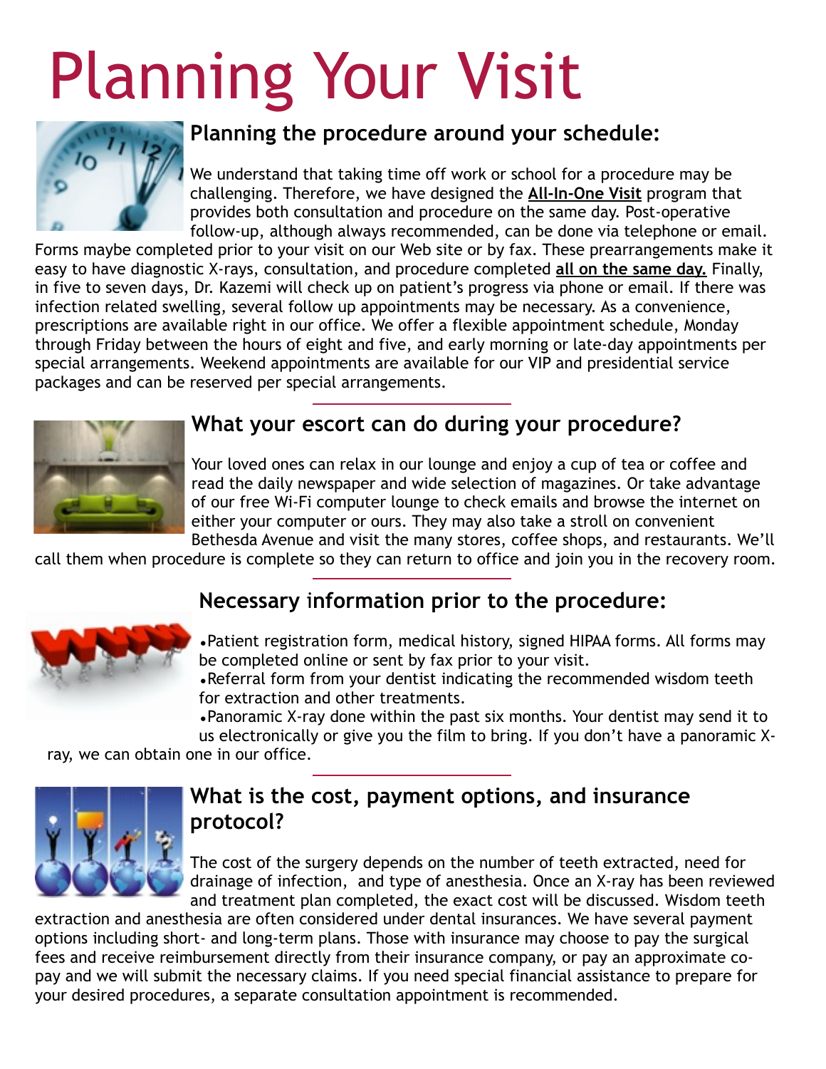# Planning Your Visit

## Planning the procedure around your schedule:

We understand that taking time off work or school for a procedure may be challenging. Therefore, we have designed the **All-In-One Visit** program that provides both consultation and procedure on the same day. Post-operative follow-up, although always recommended, can be done via telephone or email. Forms maybe completed prior to your visit on our Web site or by fax. These prearrangements make it easy to have diagnostic X-rays, consultation, and procedure completed **all on the same day.** Finally, in five to seven days, Dr. Kazemi will check up on patient's progress via phone or email. If there was infection related swelling, several follow up appointments may be necessary. As a convenience, prescriptions are available right in our office. We offer a flexible appointment schedule, Monday through Friday between the hours of eight and five, and early morning or late-day appointments per special arrangements. Weekend appointments are available for our VIP and presidential service packages and can be reserved per special arrangements.

## What your escort can do during your procedure?

Your loved ones can relax in our lounge and enjoy a cup of tea or coffee and read the daily newspaper and wide selection of magazines. Or take advantage of our free Wi-Fi computer lounge to check emails and browse the internet on either your computer or ours. They may also take a stroll on convenient Bethesda Avenue and visit the many stores, coffee shops, and restaurants. We'll call them when procedure is complete so they can return to office and join you in the recovery room.

## Necessary information prior to the procedure:

- Patient registration form, medical history, signed HIPAA forms. All forms may be completed online or sent by fax prior to your visit.
- Referral form from your dentist indicating the recommended wisdom teeth for extraction and other treatments.
- Panoramic X-ray done within the past six months. Your dentist may send it to us electronically or give you the film to bring. If you don't have a panoramic X-ray, we can obtain one in our office.

## What is the cost, payment options, and insurance protocol?

The cost of the surgery depends on the number of teeth extracted, need for drainage of infection, and type of anesthesia. Once an X-ray has been reviewed and treatment plan completed, the exact cost will be discussed. Wisdom teeth extraction and anesthesia are often considered under dental insurances. We have several payment options including short- and long-term plans. Those with insurance may choose to pay the surgical fees and receive reimbursement directly from their insurance company, or pay an approximate co-pay and we will submit the necessary claims. If you need special financial assistance to prepare for your desired procedures, a separate consultation appointment is recommended.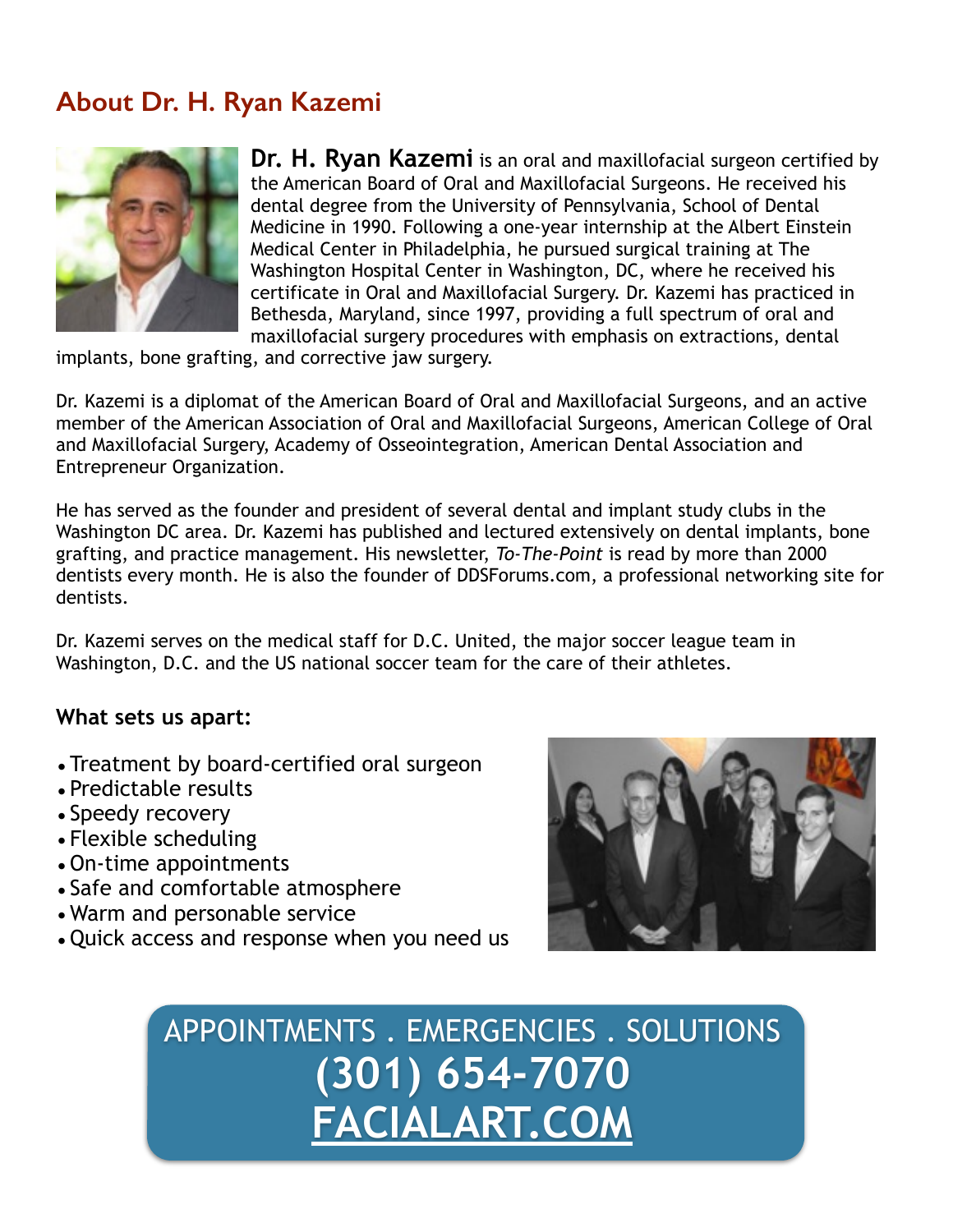## About Dr. H. Ryan Kazemi

**Dr. H. Ryan Kazemi** is an oral and maxillofacial surgeon certified by the American Board of Oral and Maxillofacial Surgeons. He received his dental degree from the University of Pennsylvania, School of Dental Medicine in 1990. Following a one-year internship at the Albert Einstein Medical Center in Philadelphia, he pursued surgical training at The Washington Hospital Center in Washington, DC, where he received his certificate in Oral and Maxillofacial Surgery. Dr. Kazemi has practiced in Bethesda, Maryland, since 1997, providing a full spectrum of oral and maxillofacial surgery procedures with emphasis on extractions, dental implants, bone grafting, and corrective jaw surgery.

Dr. Kazemi is a diplomat of the American Board of Oral and Maxillofacial Surgeons, and an active member of the American Association of Oral and Maxillofacial Surgeons, American College of Oral and Maxillofacial Surgery, Academy of Osseointegration, American Dental Association and Entrepreneur Organization.

He has served as the founder and president of several dental and implant study clubs in the Washington DC area. Dr. Kazemi has published and lectured extensively on dental implants, bone grafting, and practice management. His newsletter, *To-The-Point* is read by more than 2000 dentists every month. He is also the founder of DDSForums.com, a professional networking site for dentists.

Dr. Kazemi serves on the medical staff for D.C. United, the major soccer league team in Washington, D.C. and the US national soccer team for the care of their athletes.

**What sets us apart:**

- Treatment by board-certified oral surgeon
- Predictable results
- Speedy recovery
- Flexible scheduling
- On-time appointments
- Safe and comfortable atmosphere
- Warm and personable service
- Quick access and response when you need us

APPOINTMENTS . EMERGENCIES . SOLUTIONS

**(301) 654-7070**

**FACIALART.COM**